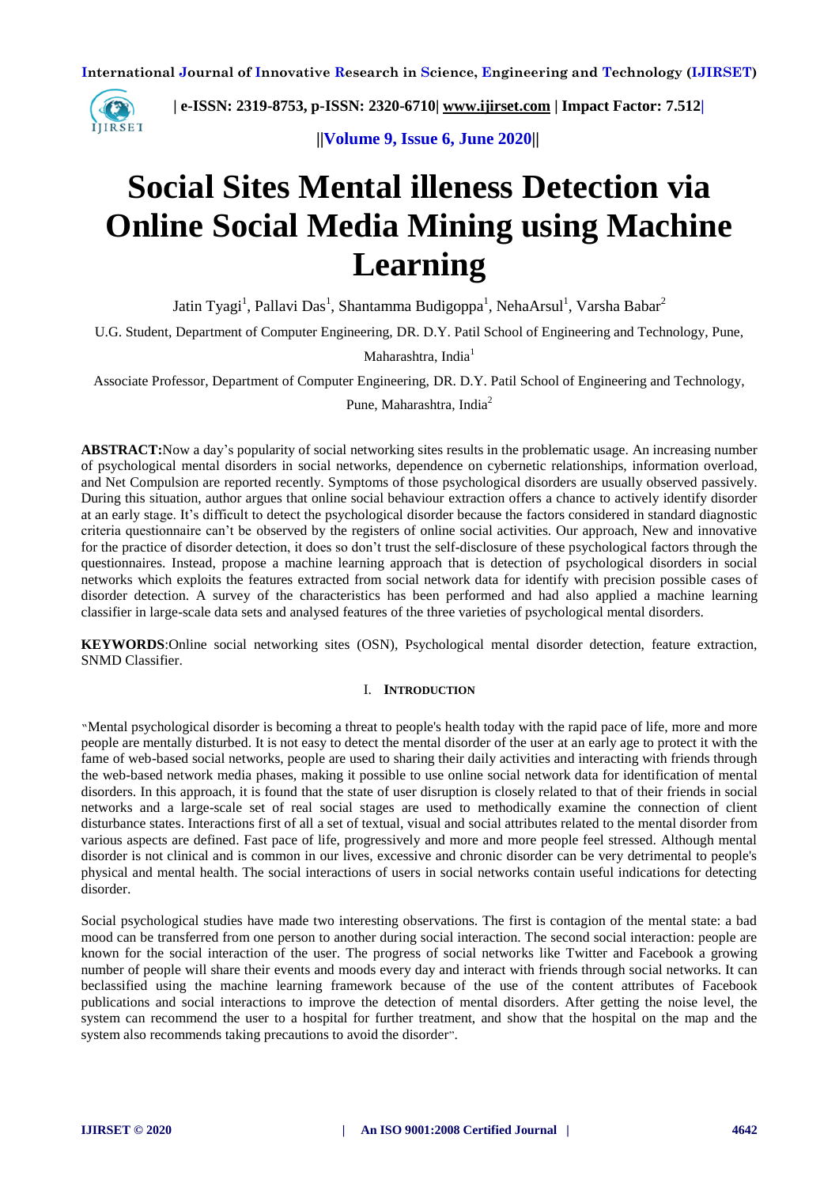# Social Sites Mental illeness Detection via Online Social Media Mining using Machine Learning

Jatin Tyagi[1], Pallavi Das[1], Shantamma Budigoppa[1], NehaArsul[1], Varsha Babar[2]

U.G. Student, Department of Computer Engineering, DR. D.Y. Patil School of Engineering and Technology, Pune, Maharashtra, India[1]

Associate Professor, Department of Computer Engineering, DR. D.Y. Patil School of Engineering and Technology, Pune, Maharashtra, India[2]

**ABSTRACT:**Now a day's popularity of social networking sites results in the problematic usage. An increasing number of psychological mental disorders in social networks, dependence on cybernetic relationships, information overload, and Net Compulsion are reported recently. Symptoms of those psychological disorders are usually observed passively. During this situation, author argues that online social behaviour extraction offers a chance to actively identify disorder at an early stage. It's difficult to detect the psychological disorder because the factors considered in standard diagnostic criteria questionnaire can't be observed by the registers of online social activities. Our approach, New and innovative for the practice of disorder detection, it does so don't trust the self-disclosure of these psychological factors through the questionnaires. Instead, propose a machine learning approach that is detection of psychological disorders in social networks which exploits the features extracted from social network data for identify with precision possible cases of disorder detection. A survey of the characteristics has been performed and had also applied a machine learning classifier in large-scale data sets and analysed features of the three varieties of psychological mental disorders.

**KEYWORDS**:Online social networking sites (OSN), Psychological mental disorder detection, feature extraction, SNMD Classifier.

## I. INTRODUCTION

"Mental psychological disorder is becoming a threat to people's health today with the rapid pace of life, more and more people are mentally disturbed. It is not easy to detect the mental disorder of the user at an early age to protect it with the fame of web-based social networks, people are used to sharing their daily activities and interacting with friends through the web-based network media phases, making it possible to use online social network data for identification of mental disorders. In this approach, it is found that the state of user disruption is closely related to that of their friends in social networks and a large-scale set of real social stages are used to methodically examine the connection of client disturbance states. Interactions first of all a set of textual, visual and social attributes related to the mental disorder from various aspects are defined. Fast pace of life, progressively and more and more people feel stressed. Although mental disorder is not clinical and is common in our lives, excessive and chronic disorder can be very detrimental to people's physical and mental health. The social interactions of users in social networks contain useful indications for detecting disorder.

Social psychological studies have made two interesting observations. The first is contagion of the mental state: a bad mood can be transferred from one person to another during social interaction. The second social interaction: people are known for the social interaction of the user. The progress of social networks like Twitter and Facebook a growing number of people will share their events and moods every day and interact with friends through social networks. It can beclassified using the machine learning framework because of the use of the content attributes of Facebook publications and social interactions to improve the detection of mental disorders. After getting the noise level, the system can recommend the user to a hospital for further treatment, and show that the hospital on the map and the system also recommends taking precautions to avoid the disorder".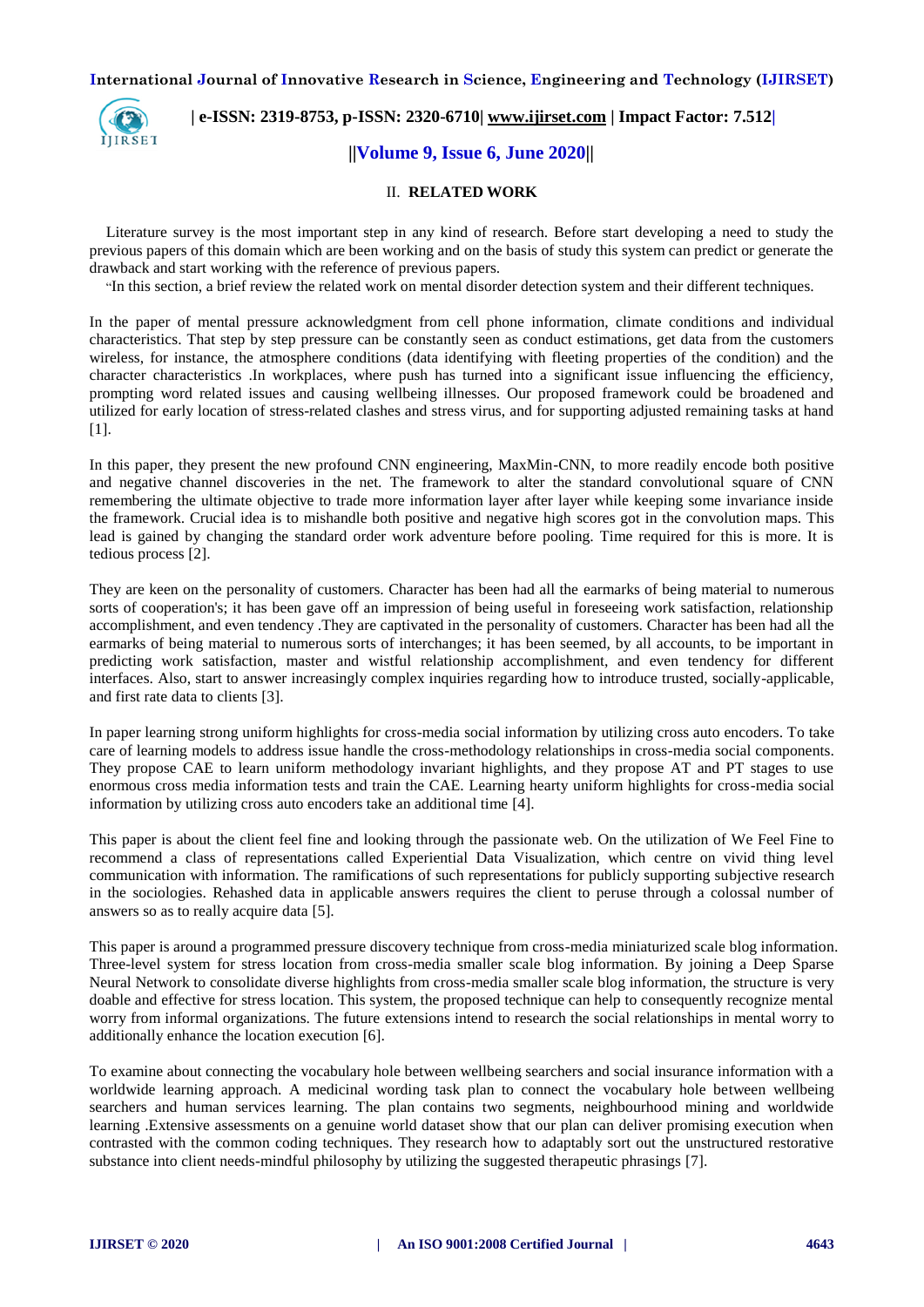## II. RELATED WORK

Literature survey is the most important step in any kind of research. Before start developing a need to study the previous papers of this domain which are been working and on the basis of study this system can predict or generate the drawback and start working with the reference of previous papers.

"In this section, a brief review the related work on mental disorder detection system and their different techniques.

In the paper of mental pressure acknowledgment from cell phone information, climate conditions and individual characteristics. That step by step pressure can be constantly seen as conduct estimations, get data from the customers wireless, for instance, the atmosphere conditions (data identifying with fleeting properties of the condition) and the character characteristics .In workplaces, where push has turned into a significant issue influencing the efficiency, prompting word related issues and causing wellbeing illnesses. Our proposed framework could be broadened and utilized for early location of stress-related clashes and stress virus, and for supporting adjusted remaining tasks at hand [1].

In this paper, they present the new profound CNN engineering, MaxMin-CNN, to more readily encode both positive and negative channel discoveries in the net. The framework to alter the standard convolutional square of CNN remembering the ultimate objective to trade more information layer after layer while keeping some invariance inside the framework. Crucial idea is to mishandle both positive and negative high scores got in the convolution maps. This lead is gained by changing the standard order work adventure before pooling. Time required for this is more. It is tedious process [2].

They are keen on the personality of customers. Character has been had all the earmarks of being material to numerous sorts of cooperation's; it has been gave off an impression of being useful in foreseeing work satisfaction, relationship accomplishment, and even tendency .They are captivated in the personality of customers. Character has been had all the earmarks of being material to numerous sorts of interchanges; it has been seemed, by all accounts, to be important in predicting work satisfaction, master and wistful relationship accomplishment, and even tendency for different interfaces. Also, start to answer increasingly complex inquiries regarding how to introduce trusted, socially-applicable, and first rate data to clients [3].

In paper learning strong uniform highlights for cross-media social information by utilizing cross auto encoders. To take care of learning models to address issue handle the cross-methodology relationships in cross-media social components. They propose CAE to learn uniform methodology invariant highlights, and they propose AT and PT stages to use enormous cross media information tests and train the CAE. Learning hearty uniform highlights for cross-media social information by utilizing cross auto encoders take an additional time [4].

This paper is about the client feel fine and looking through the passionate web. On the utilization of We Feel Fine to recommend a class of representations called Experiential Data Visualization, which centre on vivid thing level communication with information. The ramifications of such representations for publicly supporting subjective research in the sociologies. Rehashed data in applicable answers requires the client to peruse through a colossal number of answers so as to really acquire data [5].

This paper is around a programmed pressure discovery technique from cross-media miniaturized scale blog information. Three-level system for stress location from cross-media smaller scale blog information. By joining a Deep Sparse Neural Network to consolidate diverse highlights from cross-media smaller scale blog information, the structure is very doable and effective for stress location. This system, the proposed technique can help to consequently recognize mental worry from informal organizations. The future extensions intend to research the social relationships in mental worry to additionally enhance the location execution [6].

To examine about connecting the vocabulary hole between wellbeing searchers and social insurance information with a worldwide learning approach. A medicinal wording task plan to connect the vocabulary hole between wellbeing searchers and human services learning. The plan contains two segments, neighbourhood mining and worldwide learning .Extensive assessments on a genuine world dataset show that our plan can deliver promising execution when contrasted with the common coding techniques. They research how to adaptably sort out the unstructured restorative substance into client needs-mindful philosophy by utilizing the suggested therapeutic phrasings [7].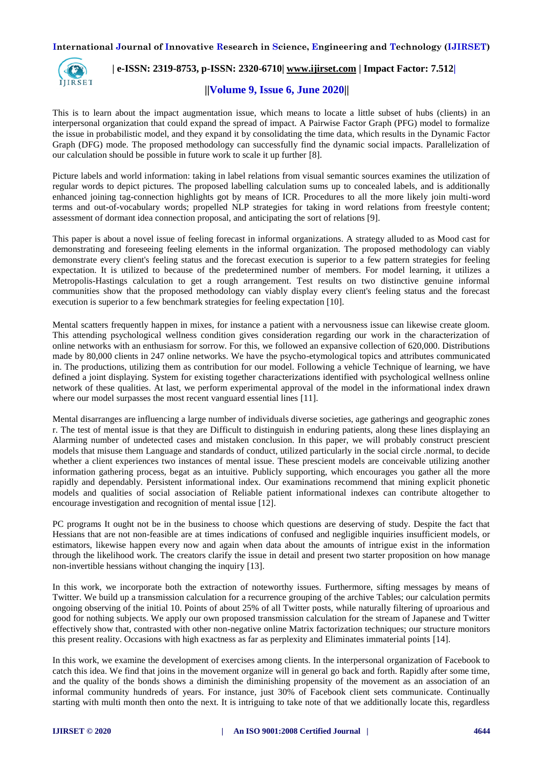This is to learn about the impact augmentation issue, which means to locate a little subset of hubs (clients) in an interpersonal organization that could expand the spread of impact. A Pairwise Factor Graph (PFG) model to formalize the issue in probabilistic model, and they expand it by consolidating the time data, which results in the Dynamic Factor Graph (DFG) mode. The proposed methodology can successfully find the dynamic social impacts. Parallelization of our calculation should be possible in future work to scale it up further [8].

Picture labels and world information: taking in label relations from visual semantic sources examines the utilization of regular words to depict pictures. The proposed labelling calculation sums up to concealed labels, and is additionally enhanced joining tag-connection highlights got by means of ICR. Procedures to all the more likely join multi-word terms and out-of-vocabulary words; propelled NLP strategies for taking in word relations from freestyle content; assessment of dormant idea connection proposal, and anticipating the sort of relations [9].

This paper is about a novel issue of feeling forecast in informal organizations. A strategy alluded to as Mood cast for demonstrating and foreseeing feeling elements in the informal organization. The proposed methodology can viably demonstrate every client's feeling status and the forecast execution is superior to a few pattern strategies for feeling expectation. It is utilized to because of the predetermined number of members. For model learning, it utilizes a Metropolis-Hastings calculation to get a rough arrangement. Test results on two distinctive genuine informal communities show that the proposed methodology can viably display every client's feeling status and the forecast execution is superior to a few benchmark strategies for feeling expectation [10].

Mental scatters frequently happen in mixes, for instance a patient with a nervousness issue can likewise create gloom. This attending psychological wellness condition gives consideration regarding our work in the characterization of online networks with an enthusiasm for sorrow. For this, we followed an expansive collection of 620,000. Distributions made by 80,000 clients in 247 online networks. We have the psycho-etymological topics and attributes communicated in. The productions, utilizing them as contribution for our model. Following a vehicle Technique of learning, we have defined a joint displaying. System for existing together characterizations identified with psychological wellness online network of these qualities. At last, we perform experimental approval of the model in the informational index drawn where our model surpasses the most recent vanguard essential lines [11].

Mental disarranges are influencing a large number of individuals diverse societies, age gatherings and geographic zones r. The test of mental issue is that they are Difficult to distinguish in enduring patients, along these lines displaying an Alarming number of undetected cases and mistaken conclusion. In this paper, we will probably construct prescient models that misuse them Language and standards of conduct, utilized particularly in the social circle .normal, to decide whether a client experiences two instances of mental issue. These prescient models are conceivable utilizing another information gathering process, begat as an intuitive. Publicly supporting, which encourages you gather all the more rapidly and dependably. Persistent informational index. Our examinations recommend that mining explicit phonetic models and qualities of social association of Reliable patient informational indexes can contribute altogether to encourage investigation and recognition of mental issue [12].

PC programs It ought not be in the business to choose which questions are deserving of study. Despite the fact that Hessians that are not non-feasible are at times indications of confused and negligible inquiries insufficient models, or estimators, likewise happen every now and again when data about the amounts of intrigue exist in the information through the likelihood work. The creators clarify the issue in detail and present two starter proposition on how manage non-invertible hessians without changing the inquiry [13].

In this work, we incorporate both the extraction of noteworthy issues. Furthermore, sifting messages by means of Twitter. We build up a transmission calculation for a recurrence grouping of the archive Tables; our calculation permits ongoing observing of the initial 10. Points of about 25% of all Twitter posts, while naturally filtering of uproarious and good for nothing subjects. We apply our own proposed transmission calculation for the stream of Japanese and Twitter effectively show that, contrasted with other non-negative online Matrix factorization techniques; our structure monitors this present reality. Occasions with high exactness as far as perplexity and Eliminates immaterial points [14].

In this work, we examine the development of exercises among clients. In the interpersonal organization of Facebook to catch this idea. We find that joins in the movement organize will in general go back and forth. Rapidly after some time, and the quality of the bonds shows a diminish the diminishing propensity of the movement as an association of an informal community hundreds of years. For instance, just 30% of Facebook client sets communicate. Continually starting with multi month then onto the next. It is intriguing to take note of that we additionally locate this, regardless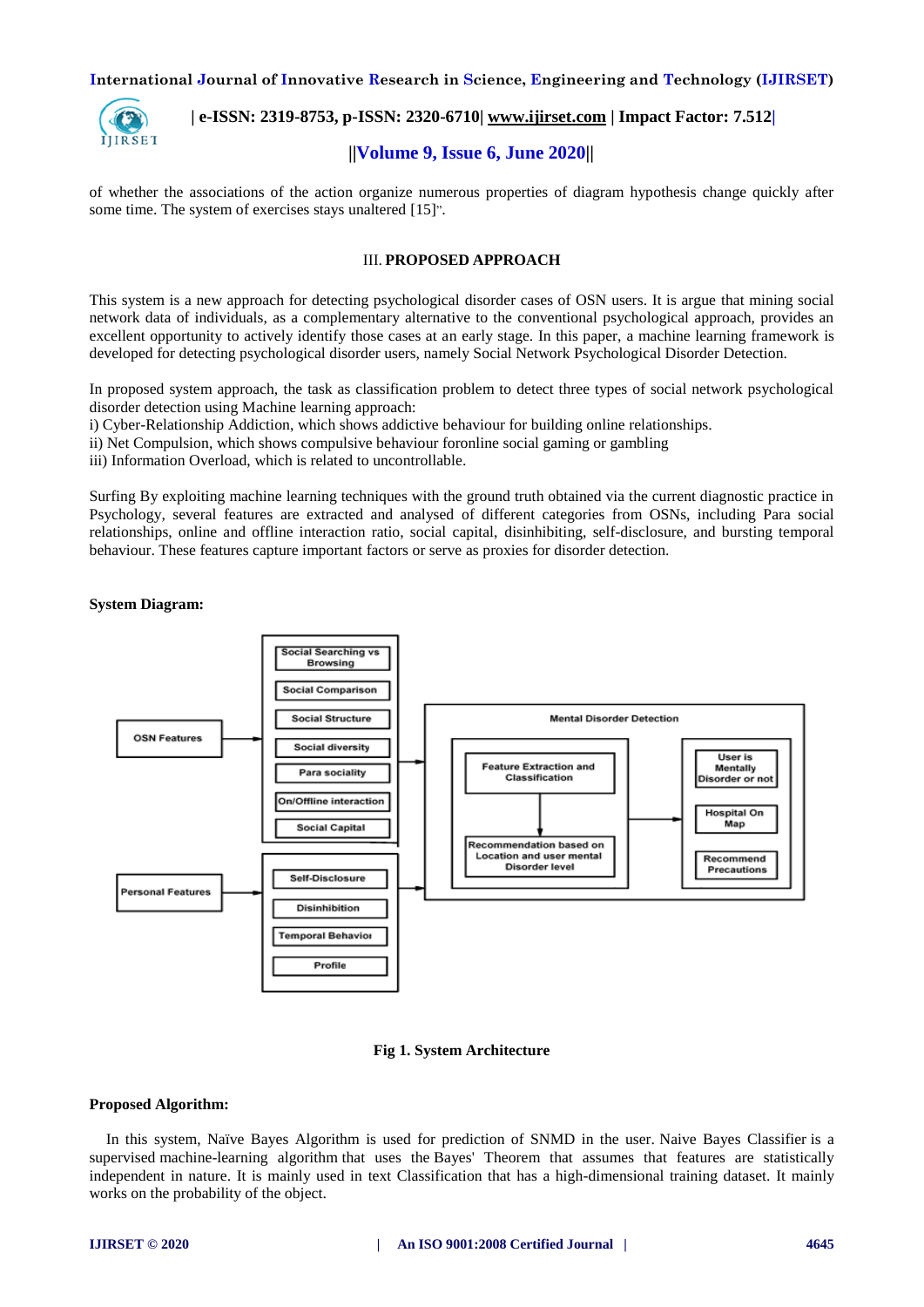of whether the associations of the action organize numerous properties of diagram hypothesis change quickly after some time. The system of exercises stays unaltered [15]".

## III. PROPOSED APPROACH

This system is a new approach for detecting psychological disorder cases of OSN users. It is argue that mining social network data of individuals, as a complementary alternative to the conventional psychological approach, provides an excellent opportunity to actively identify those cases at an early stage. In this paper, a machine learning framework is developed for detecting psychological disorder users, namely Social Network Psychological Disorder Detection.

In proposed system approach, the task as classification problem to detect three types of social network psychological disorder detection using Machine learning approach:

i) Cyber-Relationship Addiction, which shows addictive behaviour for building online relationships.
ii) Net Compulsion, which shows compulsive behaviour foronline social gaming or gambling
iii) Information Overload, which is related to uncontrollable.

Surfing By exploiting machine learning techniques with the ground truth obtained via the current diagnostic practice in Psychology, several features are extracted and analysed of different categories from OSNs, including Para social relationships, online and offline interaction ratio, social capital, disinhibiting, self-disclosure, and bursting temporal behaviour. These features capture important factors or serve as proxies for disorder detection.

**System Diagram:**

OSN Features → Social Searching vs Browsing; Social Comparison; Social Structure; Social diversity; Para sociality; On/Offline interaction; Social Capital

Personal Features → Self-Disclosure; Disinhibition; Temporal Behavior; Profile

Mental Disorder Detection: Feature Extraction and Classification → Recommendation based on Location and user mental Disorder level → User is Mentally Disorder or not; Hospital On Map; Recommend Precautions

**Fig 1. System Architecture**

**Proposed Algorithm:**

In this system, Naïve Bayes Algorithm is used for prediction of SNMD in the user. Naive Bayes Classifier is a supervised machine-learning algorithm that uses the Bayes' Theorem that assumes that features are statistically independent in nature. It is mainly used in text Classification that has a high-dimensional training dataset. It mainly works on the probability of the object.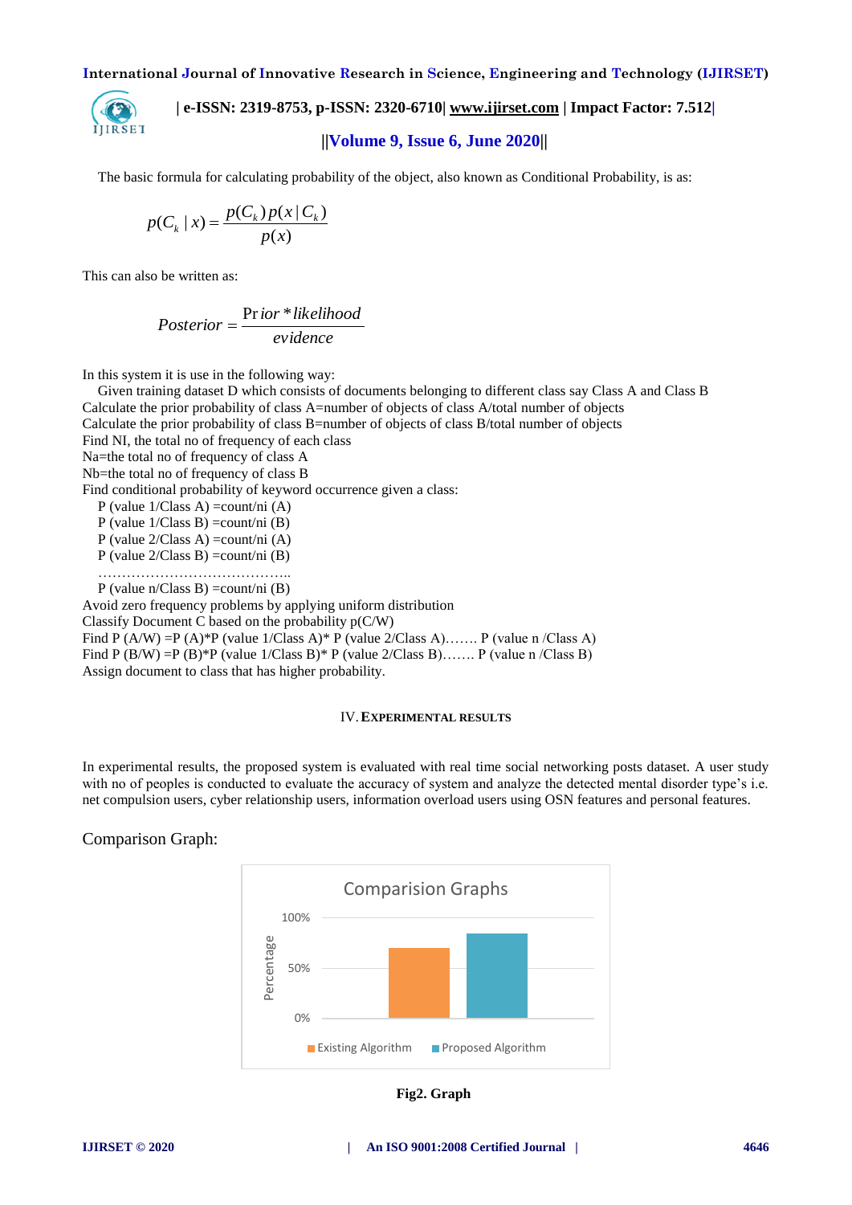The basic formula for calculating probability of the object, also known as Conditional Probability, is as:

$$p(C_k \mid x) = \frac{p(C_k)\, p(x \mid C_k)}{p(x)}$$

This can also be written as:

$$Posterior = \frac{\Pr ior * likelihood}{evidence}$$

In this system it is use in the following way:

Given training dataset D which consists of documents belonging to different class say Class A and Class B
Calculate the prior probability of class A=number of objects of class A/total number of objects
Calculate the prior probability of class B=number of objects of class B/total number of objects
Find NI, the total no of frequency of each class
Na=the total no of frequency of class A
Nb=the total no of frequency of class B
Find conditional probability of keyword occurrence given a class:

P (value 1/Class A) =count/ni (A)
P (value 1/Class B) =count/ni (B)
P (value 2/Class A) =count/ni (A)
P (value 2/Class B) =count/ni (B)
…………………………………..
P (value n/Class B) =count/ni (B)

Avoid zero frequency problems by applying uniform distribution
Classify Document C based on the probability p(C/W)
Find P (A/W) =P (A)*P (value 1/Class A)* P (value 2/Class A)……. P (value n /Class A)
Find P (B/W) =P (B)*P (value 1/Class B)* P (value 2/Class B)……. P (value n /Class B)
Assign document to class that has higher probability.

## IV. EXPERIMENTAL RESULTS

In experimental results, the proposed system is evaluated with real time social networking posts dataset. A user study with no of peoples is conducted to evaluate the accuracy of system and analyze the detected mental disorder type's i.e. net compulsion users, cyber relationship users, information overload users using OSN features and personal features.

Comparison Graph:

Comparision Graphs

Percentage: 100%, 50%, 0%

Existing Algorithm | Proposed Algorithm

**Fig2. Graph**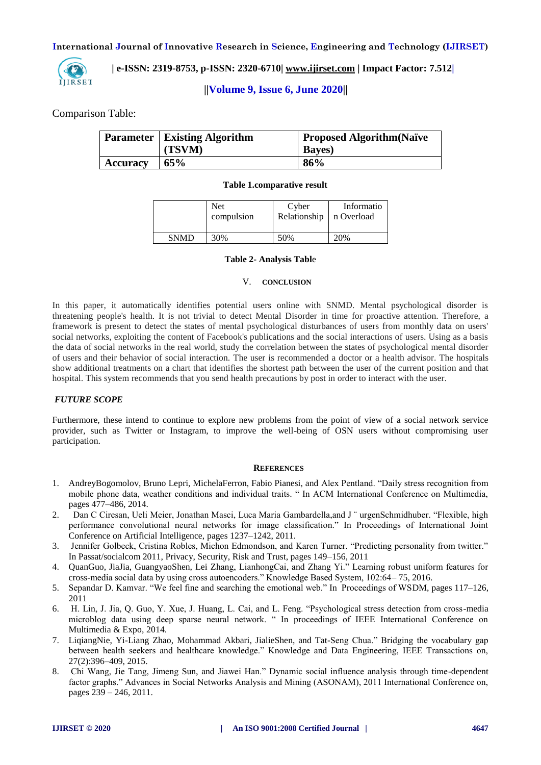Comparison Table:

| Parameter | Existing Algorithm (TSVM) | Proposed Algorithm(Naïve Bayes) |
|---|---|---|
| Accuracy | 65% | 86% |

**Table 1.comparative result**

| | Net compulsion | Cyber Relationship | Information Overload |
|---|---|---|---|
| SNMD | 30% | 50% | 20% |

**Table 2- Analysis Table**

## V. CONCLUSION

In this paper, it automatically identifies potential users online with SNMD. Mental psychological disorder is threatening people's health. It is not trivial to detect Mental Disorder in time for proactive attention. Therefore, a framework is present to detect the states of mental psychological disturbances of users from monthly data on users' social networks, exploiting the content of Facebook's publications and the social interactions of users. Using as a basis the data of social networks in the real world, study the correlation between the states of psychological mental disorder of users and their behavior of social interaction. The user is recommended a doctor or a health advisor. The hospitals show additional treatments on a chart that identifies the shortest path between the user of the current position and that hospital. This system recommends that you send health precautions by post in order to interact with the user.

### *FUTURE SCOPE*

Furthermore, these intend to continue to explore new problems from the point of view of a social network service provider, such as Twitter or Instagram, to improve the well-being of OSN users without compromising user participation.

## REFERENCES

1. AndreyBogomolov, Bruno Lepri, MichelaFerron, Fabio Pianesi, and Alex Pentland. "Daily stress recognition from mobile phone data, weather conditions and individual traits. " In ACM International Conference on Multimedia, pages 477–486, 2014.
2. Dan C Ciresan, Ueli Meier, Jonathan Masci, Luca Maria Gambardella,and J ¨ urgenSchmidhuber. "Flexible, high performance convolutional neural networks for image classification." In Proceedings of International Joint Conference on Artificial Intelligence, pages 1237–1242, 2011.
3. Jennifer Golbeck, Cristina Robles, Michon Edmondson, and Karen Turner. "Predicting personality from twitter." In Passat/socialcom 2011, Privacy, Security, Risk and Trust, pages 149–156, 2011
4. QuanGuo, JiaJia, GuangyaoShen, Lei Zhang, LianhongCai, and Zhang Yi." Learning robust uniform features for cross-media social data by using cross autoencoders." Knowledge Based System, 102:64– 75, 2016.
5. Sepandar D. Kamvar. "We feel fine and searching the emotional web." In Proceedings of WSDM, pages 117–126, 2011
6. H. Lin, J. Jia, Q. Guo, Y. Xue, J. Huang, L. Cai, and L. Feng. "Psychological stress detection from cross-media microblog data using deep sparse neural network. " In proceedings of IEEE International Conference on Multimedia & Expo, 2014.
7. LiqiangNie, Yi-Liang Zhao, Mohammad Akbari, JialieShen, and Tat-Seng Chua." Bridging the vocabulary gap between health seekers and healthcare knowledge." Knowledge and Data Engineering, IEEE Transactions on, 27(2):396–409, 2015.
8. Chi Wang, Jie Tang, Jimeng Sun, and Jiawei Han." Dynamic social influence analysis through time-dependent factor graphs." Advances in Social Networks Analysis and Mining (ASONAM), 2011 International Conference on, pages 239 – 246, 2011.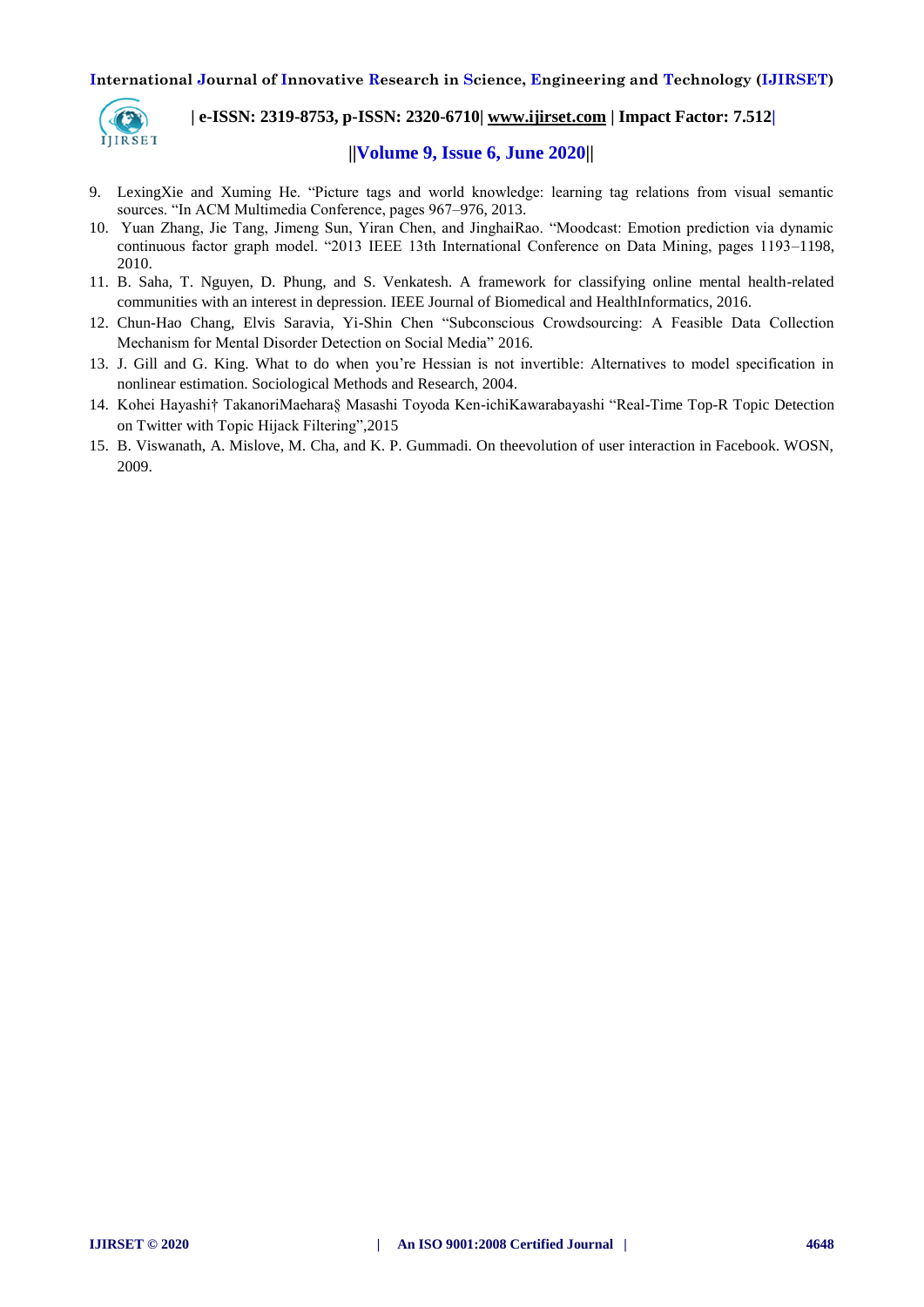9. LexingXie and Xuming He. "Picture tags and world knowledge: learning tag relations from visual semantic sources. "In ACM Multimedia Conference, pages 967–976, 2013.
10. Yuan Zhang, Jie Tang, Jimeng Sun, Yiran Chen, and JinghaiRao. "Moodcast: Emotion prediction via dynamic continuous factor graph model. "2013 IEEE 13th International Conference on Data Mining, pages 1193–1198, 2010.
11. B. Saha, T. Nguyen, D. Phung, and S. Venkatesh. A framework for classifying online mental health-related communities with an interest in depression. IEEE Journal of Biomedical and HealthInformatics, 2016.
12. Chun-Hao Chang, Elvis Saravia, Yi-Shin Chen "Subconscious Crowdsourcing: A Feasible Data Collection Mechanism for Mental Disorder Detection on Social Media" 2016.
13. J. Gill and G. King. What to do when you're Hessian is not invertible: Alternatives to model specification in nonlinear estimation. Sociological Methods and Research, 2004.
14. Kohei Hayashi† TakanoriMaehara§ Masashi Toyoda Ken-ichiKawarabayashi "Real-Time Top-R Topic Detection on Twitter with Topic Hijack Filtering",2015
15. B. Viswanath, A. Mislove, M. Cha, and K. P. Gummadi. On theevolution of user interaction in Facebook. WOSN, 2009.